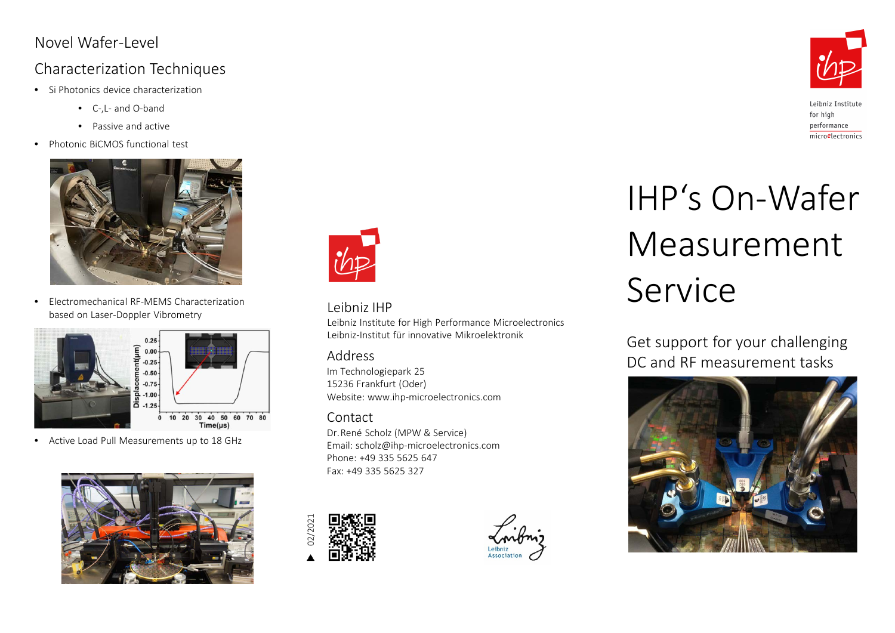## Novel Wafer-Level Characterization Techniques

- Si Photonics device characterization
  - C-,L- and O-band
  - Passive and active
- Photonic BiCMOS functional test
- Electromechanical RF-MEMS Characterization based on Laser-Doppler Vibrometry

0.25
0.00
-0.25
-0.50
-0.75
-1.00
-1.25
Displacement(μm)
0 10 20 30 40 50 60 70 80
Time(μs)

- Active Load Pull Measurements up to 18 GHz

## Leibniz IHP

Leibniz Institute for High Performance Microelectronics
Leibniz-Institut für innovative Mikroelektronik

## Address

Im Technologiepark 25
15236 Frankfurt (Oder)
Website: www.ihp-microelectronics.com

## Contact

Dr. René Scholz (MPW & Service)
Email: scholz@ihp-microelectronics.com
Phone: +49 335 5625 647
Fax: +49 335 5625 327

02/2021

Leibniz Association

Leibniz Institute for high performance microelectronics

# IHP‘s On-Wafer Measurement Service

Get support for your challenging DC and RF measurement tasks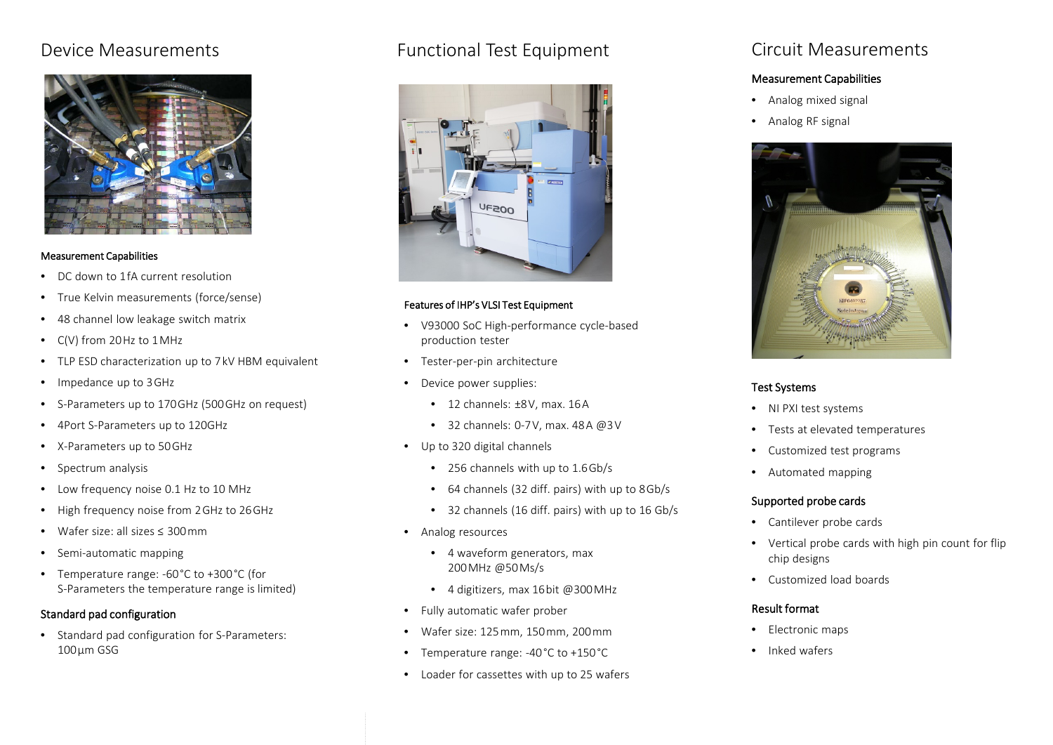# Device Measurements

#### Measurement Capabilities

- DC down to 1 fA current resolution
- True Kelvin measurements (force/sense)
- 48 channel low leakage switch matrix
- C(V) from 20 Hz to 1 MHz
- TLP ESD characterization up to 7 kV HBM equivalent
- Impedance up to 3 GHz
- S-Parameters up to 170 GHz (500 GHz on request)
- 4Port S-Parameters up to 120GHz
- X-Parameters up to 50 GHz
- Spectrum analysis
- Low frequency noise 0.1 Hz to 10 MHz
- High frequency noise from 2 GHz to 26 GHz
- Wafer size: all sizes ≤ 300 mm
- Semi-automatic mapping
- Temperature range: -60 °C to +300 °C (for S-Parameters the temperature range is limited)

#### Standard pad configuration

- Standard pad configuration for S-Parameters: 100 µm GSG

# Functional Test Equipment

#### Features of IHP's VLSI Test Equipment

- V93000 SoC High-performance cycle-based production tester
- Tester-per-pin architecture
- Device power supplies:
  - 12 channels: ±8 V, max. 16 A
  - 32 channels: 0-7 V, max. 48 A @3 V
- Up to 320 digital channels
  - 256 channels with up to 1.6 Gb/s
  - 64 channels (32 diff. pairs) with up to 8 Gb/s
  - 32 channels (16 diff. pairs) with up to 16 Gb/s
- Analog resources
  - 4 waveform generators, max 200 MHz @50 Ms/s
  - 4 digitizers, max 16 bit @300 MHz
- Fully automatic wafer prober
- Wafer size: 125 mm, 150 mm, 200 mm
- Temperature range: -40 °C to +150 °C
- Loader for cassettes with up to 25 wafers

# Circuit Measurements

#### Measurement Capabilities

- Analog mixed signal
- Analog RF signal

#### Test Systems

- NI PXI test systems
- Tests at elevated temperatures
- Customized test programs
- Automated mapping

#### Supported probe cards

- Cantilever probe cards
- Vertical probe cards with high pin count for flip chip designs
- Customized load boards

#### Result format

- Electronic maps
- Inked wafers